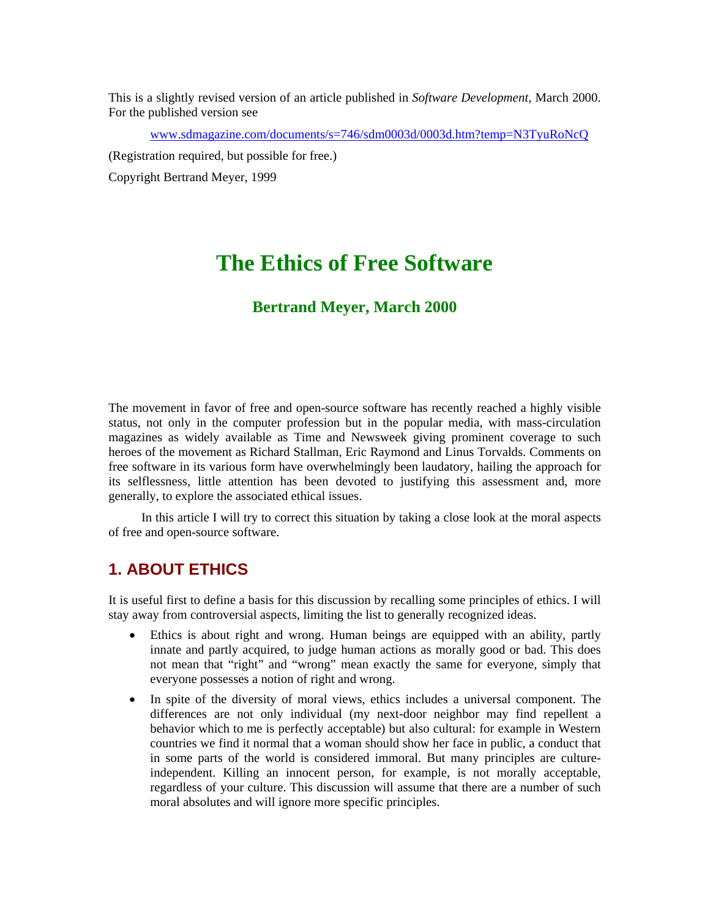This is a slightly revised version of an article published in *Software Development*, March 2000. For the published version see

[www.sdmagazine.com/documents/s=746/sdm0003d/0003d.htm?temp=N3TyuRoNcQ](www.sdmagazine.com/documents/s=746/sdm0003d/0003d.htm?temp=N3TyuRoNcQ)

(Registration required, but possible for free.)

Copyright Bertrand Meyer, 1999

# The Ethics of Free Software

### Bertrand Meyer, March 2000

The movement in favor of free and open-source software has recently reached a highly visible status, not only in the computer profession but in the popular media, with mass-circulation magazines as widely available as Time and Newsweek giving prominent coverage to such heroes of the movement as Richard Stallman, Eric Raymond and Linus Torvalds. Comments on free software in its various form have overwhelmingly been laudatory, hailing the approach for its selflessness, little attention has been devoted to justifying this assessment and, more generally, to explore the associated ethical issues.

In this article I will try to correct this situation by taking a close look at the moral aspects of free and open-source software.

## 1. ABOUT ETHICS

It is useful first to define a basis for this discussion by recalling some principles of ethics. I will stay away from controversial aspects, limiting the list to generally recognized ideas.

- Ethics is about right and wrong. Human beings are equipped with an ability, partly innate and partly acquired, to judge human actions as morally good or bad. This does not mean that "right" and "wrong" mean exactly the same for everyone, simply that everyone possesses a notion of right and wrong.
- In spite of the diversity of moral views, ethics includes a universal component. The differences are not only individual (my next-door neighbor may find repellent a behavior which to me is perfectly acceptable) but also cultural: for example in Western countries we find it normal that a woman should show her face in public, a conduct that in some parts of the world is considered immoral. But many principles are culture-independent. Killing an innocent person, for example, is not morally acceptable, regardless of your culture. This discussion will assume that there are a number of such moral absolutes and will ignore more specific principles.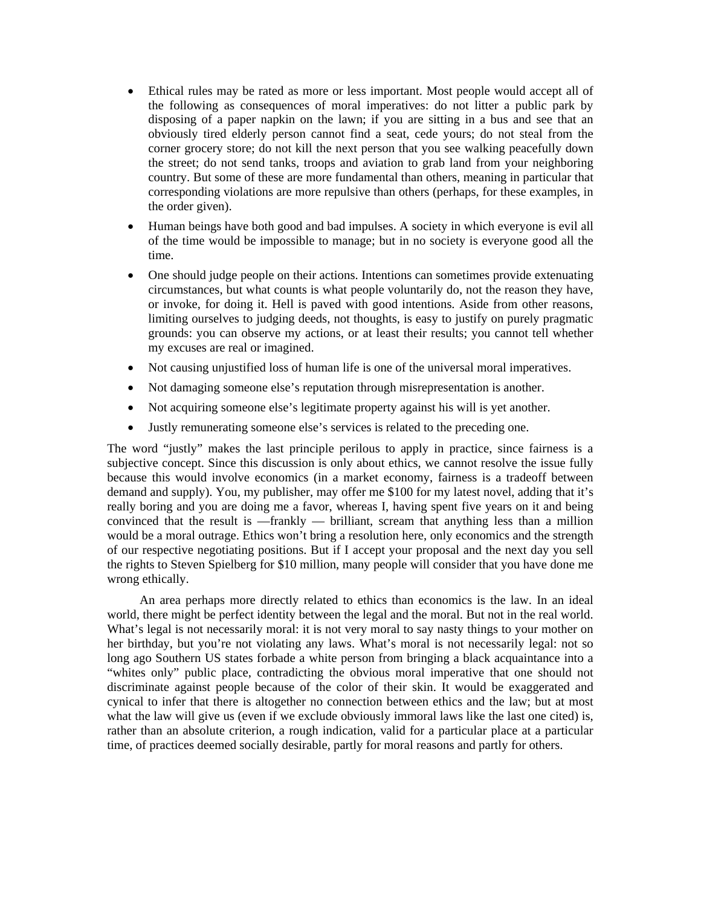- Ethical rules may be rated as more or less important. Most people would accept all of the following as consequences of moral imperatives: do not litter a public park by disposing of a paper napkin on the lawn; if you are sitting in a bus and see that an obviously tired elderly person cannot find a seat, cede yours; do not steal from the corner grocery store; do not kill the next person that you see walking peacefully down the street; do not send tanks, troops and aviation to grab land from your neighboring country. But some of these are more fundamental than others, meaning in particular that corresponding violations are more repulsive than others (perhaps, for these examples, in the order given).
- Human beings have both good and bad impulses. A society in which everyone is evil all of the time would be impossible to manage; but in no society is everyone good all the time.
- One should judge people on their actions. Intentions can sometimes provide extenuating circumstances, but what counts is what people voluntarily do, not the reason they have, or invoke, for doing it. Hell is paved with good intentions. Aside from other reasons, limiting ourselves to judging deeds, not thoughts, is easy to justify on purely pragmatic grounds: you can observe my actions, or at least their results; you cannot tell whether my excuses are real or imagined.
- Not causing unjustified loss of human life is one of the universal moral imperatives.
- Not damaging someone else's reputation through misrepresentation is another.
- Not acquiring someone else's legitimate property against his will is yet another.
- Justly remunerating someone else's services is related to the preceding one.

The word "justly" makes the last principle perilous to apply in practice, since fairness is a subjective concept. Since this discussion is only about ethics, we cannot resolve the issue fully because this would involve economics (in a market economy, fairness is a tradeoff between demand and supply). You, my publisher, may offer me $100 for my latest novel, adding that it's really boring and you are doing me a favor, whereas I, having spent five years on it and being convinced that the result is —frankly — brilliant, scream that anything less than a million would be a moral outrage. Ethics won't bring a resolution here, only economics and the strength of our respective negotiating positions. But if I accept your proposal and the next day you sell the rights to Steven Spielberg for $10 million, many people will consider that you have done me wrong ethically.

An area perhaps more directly related to ethics than economics is the law. In an ideal world, there might be perfect identity between the legal and the moral. But not in the real world. What's legal is not necessarily moral: it is not very moral to say nasty things to your mother on her birthday, but you're not violating any laws. What's moral is not necessarily legal: not so long ago Southern US states forbade a white person from bringing a black acquaintance into a "whites only" public place, contradicting the obvious moral imperative that one should not discriminate against people because of the color of their skin. It would be exaggerated and cynical to infer that there is altogether no connection between ethics and the law; but at most what the law will give us (even if we exclude obviously immoral laws like the last one cited) is, rather than an absolute criterion, a rough indication, valid for a particular place at a particular time, of practices deemed socially desirable, partly for moral reasons and partly for others.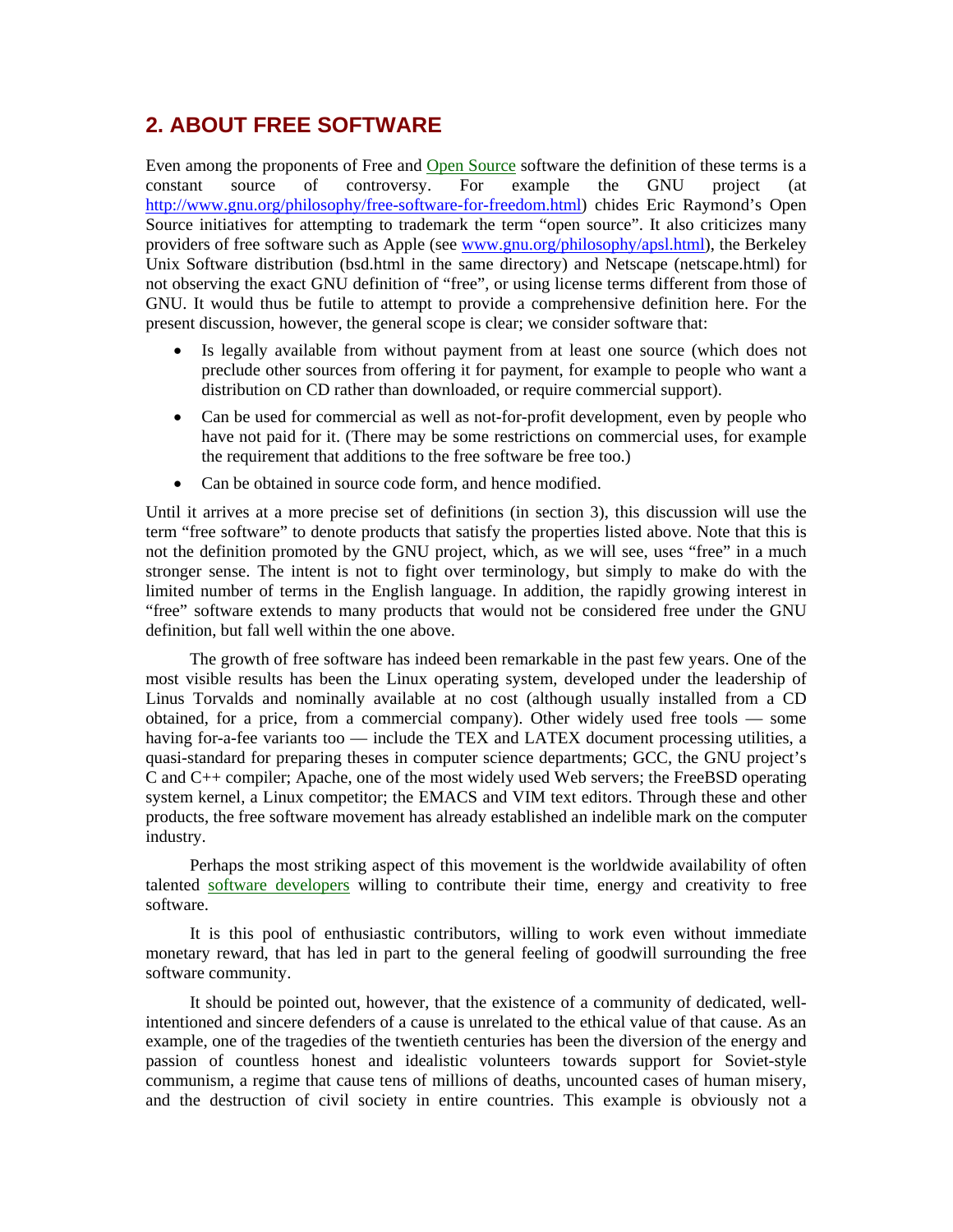## 2. ABOUT FREE SOFTWARE

Even among the proponents of Free and Open Source software the definition of these terms is a constant source of controversy. For example the GNU project (at http://www.gnu.org/philosophy/free-software-for-freedom.html) chides Eric Raymond's Open Source initiatives for attempting to trademark the term "open source". It also criticizes many providers of free software such as Apple (see www.gnu.org/philosophy/apsl.html), the Berkeley Unix Software distribution (bsd.html in the same directory) and Netscape (netscape.html) for not observing the exact GNU definition of "free", or using license terms different from those of GNU. It would thus be futile to attempt to provide a comprehensive definition here. For the present discussion, however, the general scope is clear; we consider software that:

- Is legally available from without payment from at least one source (which does not preclude other sources from offering it for payment, for example to people who want a distribution on CD rather than downloaded, or require commercial support).
- Can be used for commercial as well as not-for-profit development, even by people who have not paid for it. (There may be some restrictions on commercial uses, for example the requirement that additions to the free software be free too.)
- Can be obtained in source code form, and hence modified.

Until it arrives at a more precise set of definitions (in section 3), this discussion will use the term "free software" to denote products that satisfy the properties listed above. Note that this is not the definition promoted by the GNU project, which, as we will see, uses "free" in a much stronger sense. The intent is not to fight over terminology, but simply to make do with the limited number of terms in the English language. In addition, the rapidly growing interest in "free" software extends to many products that would not be considered free under the GNU definition, but fall well within the one above.

The growth of free software has indeed been remarkable in the past few years. One of the most visible results has been the Linux operating system, developed under the leadership of Linus Torvalds and nominally available at no cost (although usually installed from a CD obtained, for a price, from a commercial company). Other widely used free tools — some having for-a-fee variants too — include the TEX and LATEX document processing utilities, a quasi-standard for preparing theses in computer science departments; GCC, the GNU project's C and C++ compiler; Apache, one of the most widely used Web servers; the FreeBSD operating system kernel, a Linux competitor; the EMACS and VIM text editors. Through these and other products, the free software movement has already established an indelible mark on the computer industry.

Perhaps the most striking aspect of this movement is the worldwide availability of often talented software developers willing to contribute their time, energy and creativity to free software.

It is this pool of enthusiastic contributors, willing to work even without immediate monetary reward, that has led in part to the general feeling of goodwill surrounding the free software community.

It should be pointed out, however, that the existence of a community of dedicated, well-intentioned and sincere defenders of a cause is unrelated to the ethical value of that cause. As an example, one of the tragedies of the twentieth centuries has been the diversion of the energy and passion of countless honest and idealistic volunteers towards support for Soviet-style communism, a regime that cause tens of millions of deaths, uncounted cases of human misery, and the destruction of civil society in entire countries. This example is obviously not a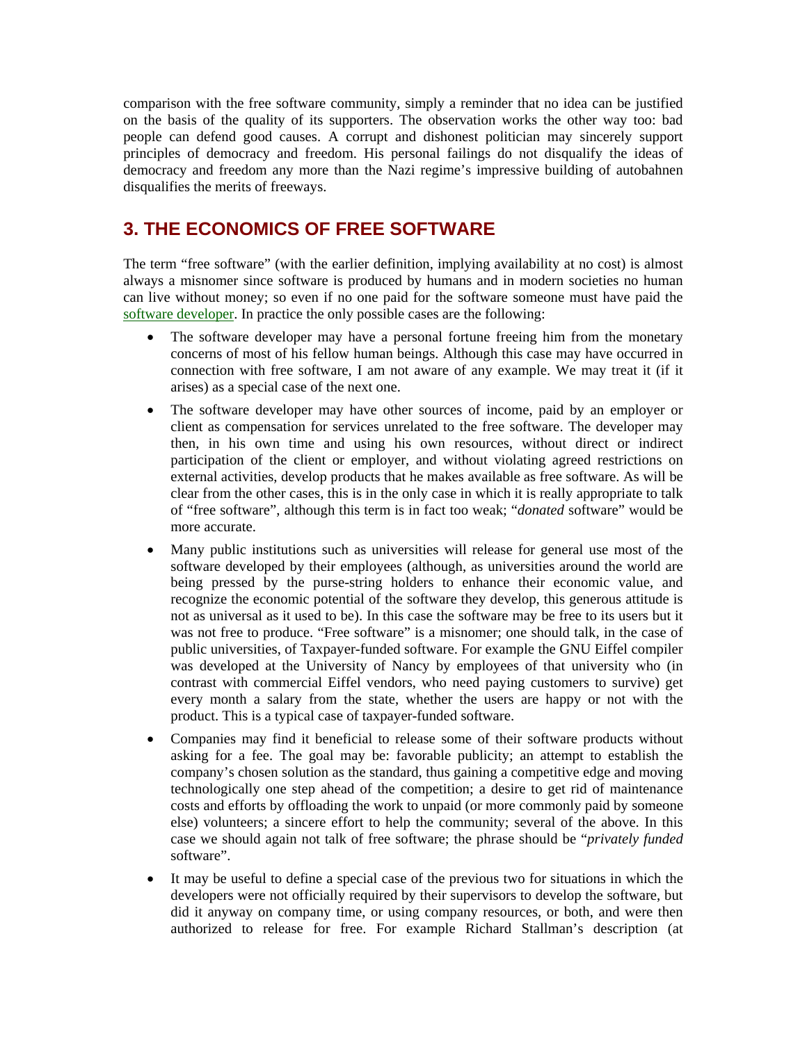comparison with the free software community, simply a reminder that no idea can be justified on the basis of the quality of its supporters. The observation works the other way too: bad people can defend good causes. A corrupt and dishonest politician may sincerely support principles of democracy and freedom. His personal failings do not disqualify the ideas of democracy and freedom any more than the Nazi regime's impressive building of autobahnen disqualifies the merits of freeways.

## 3. THE ECONOMICS OF FREE SOFTWARE

The term "free software" (with the earlier definition, implying availability at no cost) is almost always a misnomer since software is produced by humans and in modern societies no human can live without money; so even if no one paid for the software someone must have paid the software developer. In practice the only possible cases are the following:

- The software developer may have a personal fortune freeing him from the monetary concerns of most of his fellow human beings. Although this case may have occurred in connection with free software, I am not aware of any example. We may treat it (if it arises) as a special case of the next one.
- The software developer may have other sources of income, paid by an employer or client as compensation for services unrelated to the free software. The developer may then, in his own time and using his own resources, without direct or indirect participation of the client or employer, and without violating agreed restrictions on external activities, develop products that he makes available as free software. As will be clear from the other cases, this is in the only case in which it is really appropriate to talk of "free software", although this term is in fact too weak; "*donated* software" would be more accurate.
- Many public institutions such as universities will release for general use most of the software developed by their employees (although, as universities around the world are being pressed by the purse-string holders to enhance their economic value, and recognize the economic potential of the software they develop, this generous attitude is not as universal as it used to be). In this case the software may be free to its users but it was not free to produce. "Free software" is a misnomer; one should talk, in the case of public universities, of Taxpayer-funded software. For example the GNU Eiffel compiler was developed at the University of Nancy by employees of that university who (in contrast with commercial Eiffel vendors, who need paying customers to survive) get every month a salary from the state, whether the users are happy or not with the product. This is a typical case of taxpayer-funded software.
- Companies may find it beneficial to release some of their software products without asking for a fee. The goal may be: favorable publicity; an attempt to establish the company's chosen solution as the standard, thus gaining a competitive edge and moving technologically one step ahead of the competition; a desire to get rid of maintenance costs and efforts by offloading the work to unpaid (or more commonly paid by someone else) volunteers; a sincere effort to help the community; several of the above. In this case we should again not talk of free software; the phrase should be "*privately funded* software".
- It may be useful to define a special case of the previous two for situations in which the developers were not officially required by their supervisors to develop the software, but did it anyway on company time, or using company resources, or both, and were then authorized to release for free. For example Richard Stallman's description (at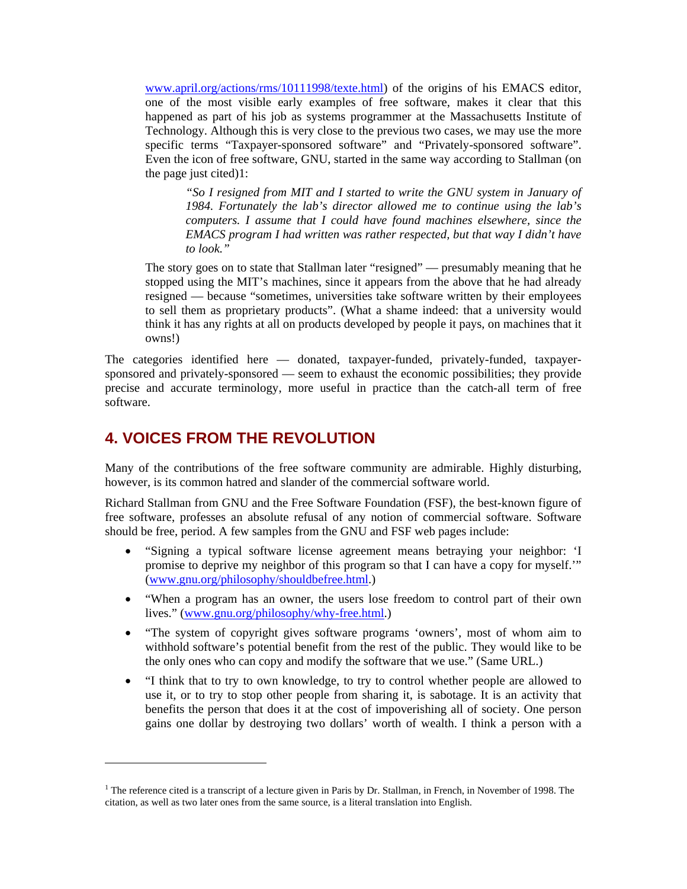www.april.org/actions/rms/10111998/texte.html) of the origins of his EMACS editor, one of the most visible early examples of free software, makes it clear that this happened as part of his job as systems programmer at the Massachusetts Institute of Technology. Although this is very close to the previous two cases, we may use the more specific terms "Taxpayer-sponsored software" and "Privately-sponsored software". Even the icon of free software, GNU, started in the same way according to Stallman (on the page just cited)[1]:

> *"So I resigned from MIT and I started to write the GNU system in January of 1984. Fortunately the lab's director allowed me to continue using the lab's computers. I assume that I could have found machines elsewhere, since the EMACS program I had written was rather respected, but that way I didn't have to look."*

The story goes on to state that Stallman later "resigned" — presumably meaning that he stopped using the MIT's machines, since it appears from the above that he had already resigned — because "sometimes, universities take software written by their employees to sell them as proprietary products". (What a shame indeed: that a university would think it has any rights at all on products developed by people it pays, on machines that it owns!)

The categories identified here — donated, taxpayer-funded, privately-funded, taxpayer-sponsored and privately-sponsored — seem to exhaust the economic possibilities; they provide precise and accurate terminology, more useful in practice than the catch-all term of free software.

## 4. VOICES FROM THE REVOLUTION

Many of the contributions of the free software community are admirable. Highly disturbing, however, is its common hatred and slander of the commercial software world.

Richard Stallman from GNU and the Free Software Foundation (FSF), the best-known figure of free software, professes an absolute refusal of any notion of commercial software. Software should be free, period. A few samples from the GNU and FSF web pages include:

- "Signing a typical software license agreement means betraying your neighbor: 'I promise to deprive my neighbor of this program so that I can have a copy for myself.'" (www.gnu.org/philosophy/shouldbefree.html.)
- "When a program has an owner, the users lose freedom to control part of their own lives." (www.gnu.org/philosophy/why-free.html.)
- "The system of copyright gives software programs 'owners', most of whom aim to withhold software's potential benefit from the rest of the public. They would like to be the only ones who can copy and modify the software that we use." (Same URL.)
- "I think that to try to own knowledge, to try to control whether people are allowed to use it, or to try to stop other people from sharing it, is sabotage. It is an activity that benefits the person that does it at the cost of impoverishing all of society. One person gains one dollar by destroying two dollars' worth of wealth. I think a person with a

[1] The reference cited is a transcript of a lecture given in Paris by Dr. Stallman, in French, in November of 1998. The citation, as well as two later ones from the same source, is a literal translation into English.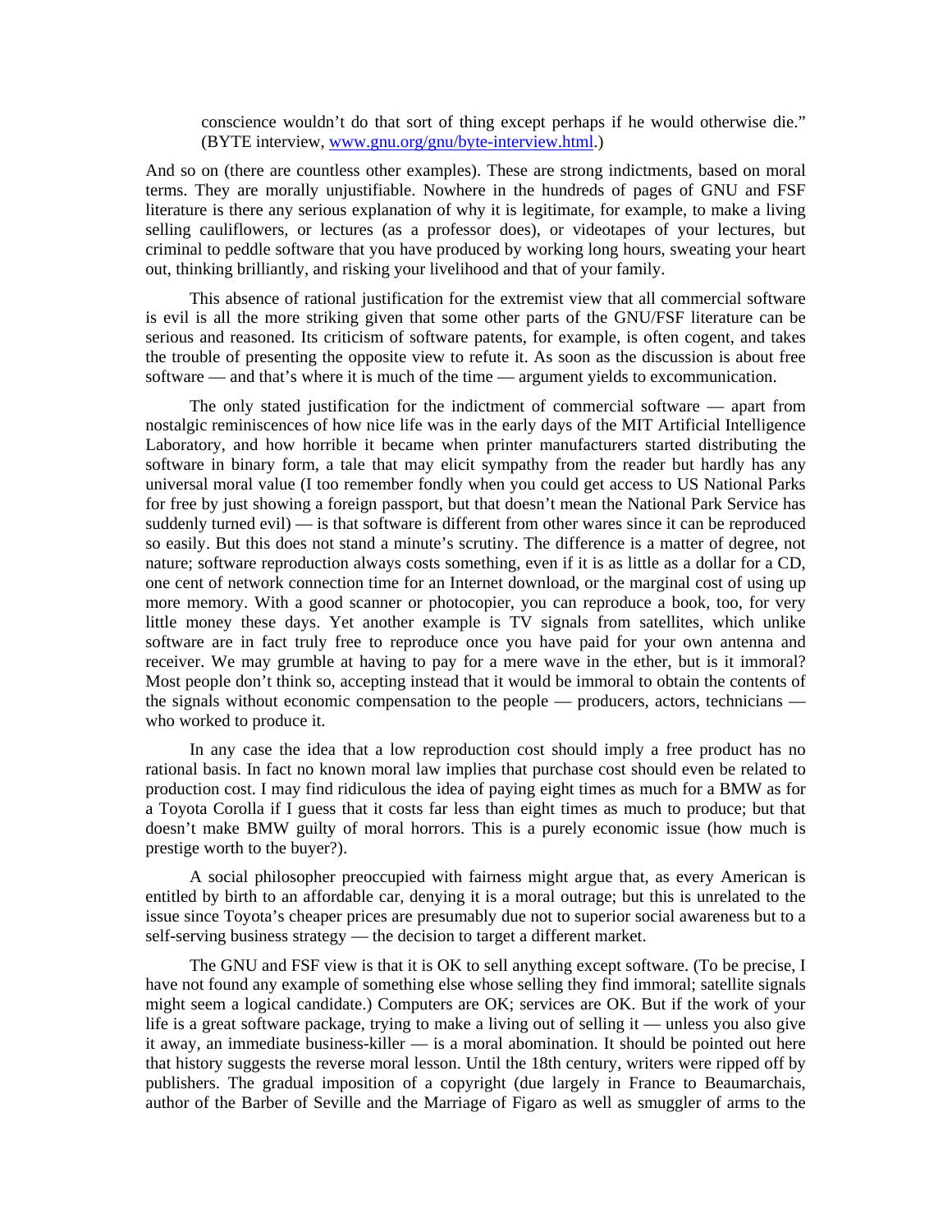> conscience wouldn't do that sort of thing except perhaps if he would otherwise die." (BYTE interview, [www.gnu.org/gnu/byte-interview.html](http://www.gnu.org/gnu/byte-interview.html).)

And so on (there are countless other examples). These are strong indictments, based on moral terms. They are morally unjustifiable. Nowhere in the hundreds of pages of GNU and FSF literature is there any serious explanation of why it is legitimate, for example, to make a living selling cauliflowers, or lectures (as a professor does), or videotapes of your lectures, but criminal to peddle software that you have produced by working long hours, sweating your heart out, thinking brilliantly, and risking your livelihood and that of your family.

This absence of rational justification for the extremist view that all commercial software is evil is all the more striking given that some other parts of the GNU/FSF literature can be serious and reasoned. Its criticism of software patents, for example, is often cogent, and takes the trouble of presenting the opposite view to refute it. As soon as the discussion is about free software — and that's where it is much of the time — argument yields to excommunication.

The only stated justification for the indictment of commercial software — apart from nostalgic reminiscences of how nice life was in the early days of the MIT Artificial Intelligence Laboratory, and how horrible it became when printer manufacturers started distributing the software in binary form, a tale that may elicit sympathy from the reader but hardly has any universal moral value (I too remember fondly when you could get access to US National Parks for free by just showing a foreign passport, but that doesn't mean the National Park Service has suddenly turned evil) — is that software is different from other wares since it can be reproduced so easily. But this does not stand a minute's scrutiny. The difference is a matter of degree, not nature; software reproduction always costs something, even if it is as little as a dollar for a CD, one cent of network connection time for an Internet download, or the marginal cost of using up more memory. With a good scanner or photocopier, you can reproduce a book, too, for very little money these days. Yet another example is TV signals from satellites, which unlike software are in fact truly free to reproduce once you have paid for your own antenna and receiver. We may grumble at having to pay for a mere wave in the ether, but is it immoral? Most people don't think so, accepting instead that it would be immoral to obtain the contents of the signals without economic compensation to the people — producers, actors, technicians — who worked to produce it.

In any case the idea that a low reproduction cost should imply a free product has no rational basis. In fact no known moral law implies that purchase cost should even be related to production cost. I may find ridiculous the idea of paying eight times as much for a BMW as for a Toyota Corolla if I guess that it costs far less than eight times as much to produce; but that doesn't make BMW guilty of moral horrors. This is a purely economic issue (how much is prestige worth to the buyer?).

A social philosopher preoccupied with fairness might argue that, as every American is entitled by birth to an affordable car, denying it is a moral outrage; but this is unrelated to the issue since Toyota's cheaper prices are presumably due not to superior social awareness but to a self-serving business strategy — the decision to target a different market.

The GNU and FSF view is that it is OK to sell anything except software. (To be precise, I have not found any example of something else whose selling they find immoral; satellite signals might seem a logical candidate.) Computers are OK; services are OK. But if the work of your life is a great software package, trying to make a living out of selling it — unless you also give it away, an immediate business-killer — is a moral abomination. It should be pointed out here that history suggests the reverse moral lesson. Until the 18th century, writers were ripped off by publishers. The gradual imposition of a copyright (due largely in France to Beaumarchais, author of the Barber of Seville and the Marriage of Figaro as well as smuggler of arms to the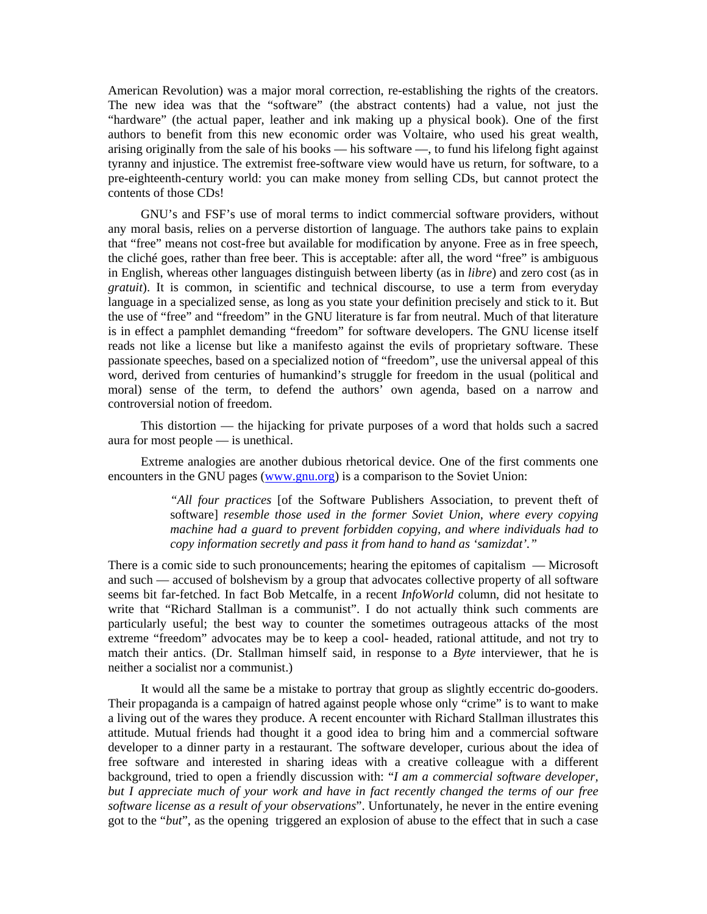American Revolution) was a major moral correction, re-establishing the rights of the creators. The new idea was that the "software" (the abstract contents) had a value, not just the "hardware" (the actual paper, leather and ink making up a physical book). One of the first authors to benefit from this new economic order was Voltaire, who used his great wealth, arising originally from the sale of his books — his software —, to fund his lifelong fight against tyranny and injustice. The extremist free-software view would have us return, for software, to a pre-eighteenth-century world: you can make money from selling CDs, but cannot protect the contents of those CDs!

GNU's and FSF's use of moral terms to indict commercial software providers, without any moral basis, relies on a perverse distortion of language. The authors take pains to explain that "free" means not cost-free but available for modification by anyone. Free as in free speech, the cliché goes, rather than free beer. This is acceptable: after all, the word "free" is ambiguous in English, whereas other languages distinguish between liberty (as in *libre*) and zero cost (as in *gratuit*). It is common, in scientific and technical discourse, to use a term from everyday language in a specialized sense, as long as you state your definition precisely and stick to it. But the use of "free" and "freedom" in the GNU literature is far from neutral. Much of that literature is in effect a pamphlet demanding "freedom" for software developers. The GNU license itself reads not like a license but like a manifesto against the evils of proprietary software. These passionate speeches, based on a specialized notion of "freedom", use the universal appeal of this word, derived from centuries of humankind's struggle for freedom in the usual (political and moral) sense of the term, to defend the authors' own agenda, based on a narrow and controversial notion of freedom.

This distortion — the hijacking for private purposes of a word that holds such a sacred aura for most people — is unethical.

Extreme analogies are another dubious rhetorical device. One of the first comments one encounters in the GNU pages (www.gnu.org) is a comparison to the Soviet Union:

> *"All four practices* [of the Software Publishers Association, to prevent theft of software] *resemble those used in the former Soviet Union, where every copying machine had a guard to prevent forbidden copying, and where individuals had to copy information secretly and pass it from hand to hand as 'samizdat'."*

There is a comic side to such pronouncements; hearing the epitomes of capitalism — Microsoft and such — accused of bolshevism by a group that advocates collective property of all software seems bit far-fetched. In fact Bob Metcalfe, in a recent *InfoWorld* column, did not hesitate to write that "Richard Stallman is a communist". I do not actually think such comments are particularly useful; the best way to counter the sometimes outrageous attacks of the most extreme "freedom" advocates may be to keep a cool- headed, rational attitude, and not try to match their antics. (Dr. Stallman himself said, in response to a *Byte* interviewer, that he is neither a socialist nor a communist.)

It would all the same be a mistake to portray that group as slightly eccentric do-gooders. Their propaganda is a campaign of hatred against people whose only "crime" is to want to make a living out of the wares they produce. A recent encounter with Richard Stallman illustrates this attitude. Mutual friends had thought it a good idea to bring him and a commercial software developer to a dinner party in a restaurant. The software developer, curious about the idea of free software and interested in sharing ideas with a creative colleague with a different background, tried to open a friendly discussion with: "*I am a commercial software developer, but I appreciate much of your work and have in fact recently changed the terms of our free software license as a result of your observations*". Unfortunately, he never in the entire evening got to the "*but*", as the opening triggered an explosion of abuse to the effect that in such a case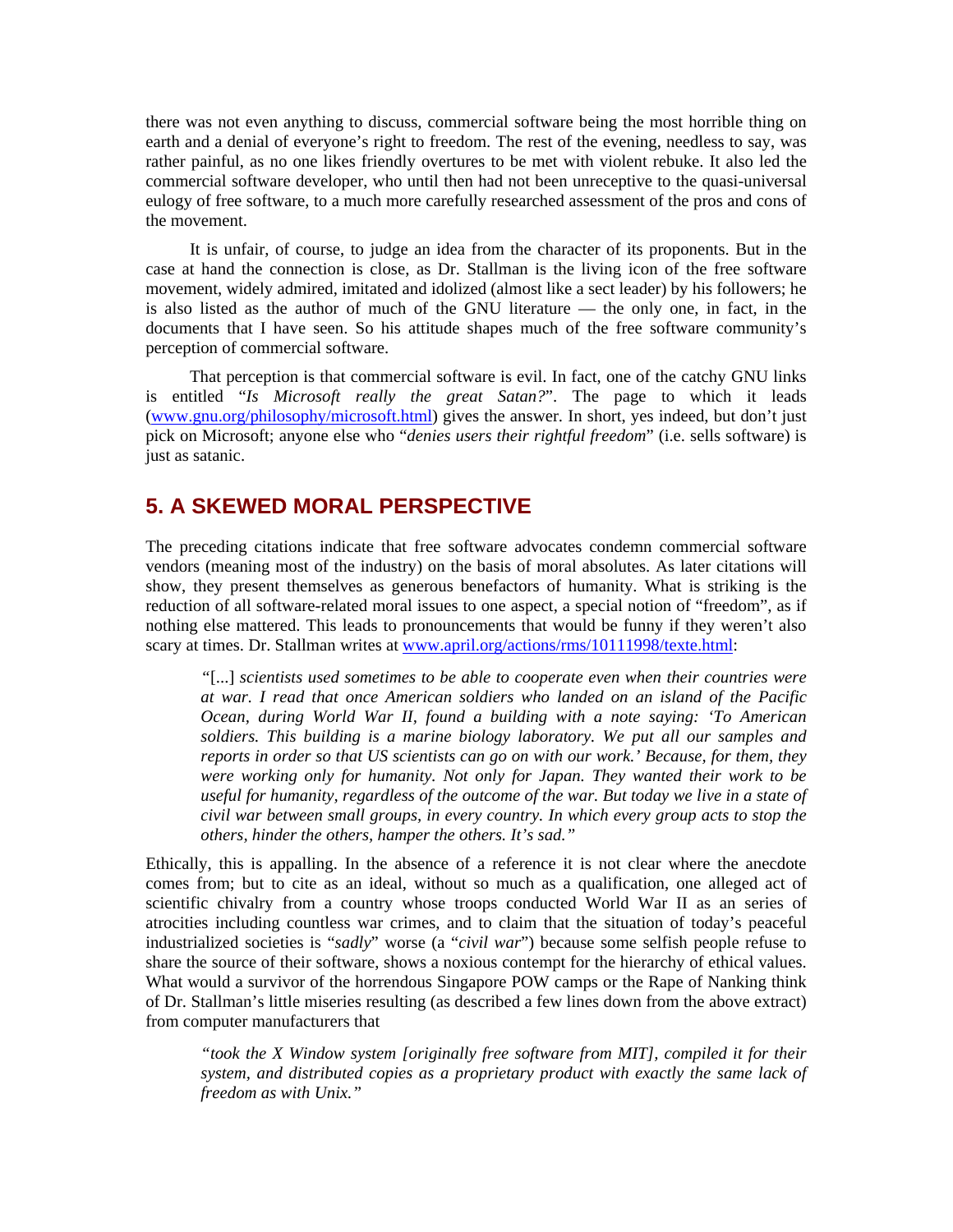there was not even anything to discuss, commercial software being the most horrible thing on earth and a denial of everyone's right to freedom. The rest of the evening, needless to say, was rather painful, as no one likes friendly overtures to be met with violent rebuke. It also led the commercial software developer, who until then had not been unreceptive to the quasi-universal eulogy of free software, to a much more carefully researched assessment of the pros and cons of the movement.

It is unfair, of course, to judge an idea from the character of its proponents. But in the case at hand the connection is close, as Dr. Stallman is the living icon of the free software movement, widely admired, imitated and idolized (almost like a sect leader) by his followers; he is also listed as the author of much of the GNU literature — the only one, in fact, in the documents that I have seen. So his attitude shapes much of the free software community's perception of commercial software.

That perception is that commercial software is evil. In fact, one of the catchy GNU links is entitled "*Is Microsoft really the great Satan?*". The page to which it leads (www.gnu.org/philosophy/microsoft.html) gives the answer. In short, yes indeed, but don't just pick on Microsoft; anyone else who "*denies users their rightful freedom*" (i.e. sells software) is just as satanic.

## 5. A SKEWED MORAL PERSPECTIVE

The preceding citations indicate that free software advocates condemn commercial software vendors (meaning most of the industry) on the basis of moral absolutes. As later citations will show, they present themselves as generous benefactors of humanity. What is striking is the reduction of all software-related moral issues to one aspect, a special notion of "freedom", as if nothing else mattered. This leads to pronouncements that would be funny if they weren't also scary at times. Dr. Stallman writes at www.april.org/actions/rms/10111998/texte.html:

> "[...] *scientists used sometimes to be able to cooperate even when their countries were at war. I read that once American soldiers who landed on an island of the Pacific Ocean, during World War II, found a building with a note saying: 'To American soldiers. This building is a marine biology laboratory. We put all our samples and reports in order so that US scientists can go on with our work.' Because, for them, they were working only for humanity. Not only for Japan. They wanted their work to be useful for humanity, regardless of the outcome of the war. But today we live in a state of civil war between small groups, in every country. In which every group acts to stop the others, hinder the others, hamper the others. It's sad."*

Ethically, this is appalling. In the absence of a reference it is not clear where the anecdote comes from; but to cite as an ideal, without so much as a qualification, one alleged act of scientific chivalry from a country whose troops conducted World War II as an series of atrocities including countless war crimes, and to claim that the situation of today's peaceful industrialized societies is "*sadly*" worse (a "*civil war*") because some selfish people refuse to share the source of their software, shows a noxious contempt for the hierarchy of ethical values. What would a survivor of the horrendous Singapore POW camps or the Rape of Nanking think of Dr. Stallman's little miseries resulting (as described a few lines down from the above extract) from computer manufacturers that

> *"took the X Window system [originally free software from MIT], compiled it for their system, and distributed copies as a proprietary product with exactly the same lack of freedom as with Unix."*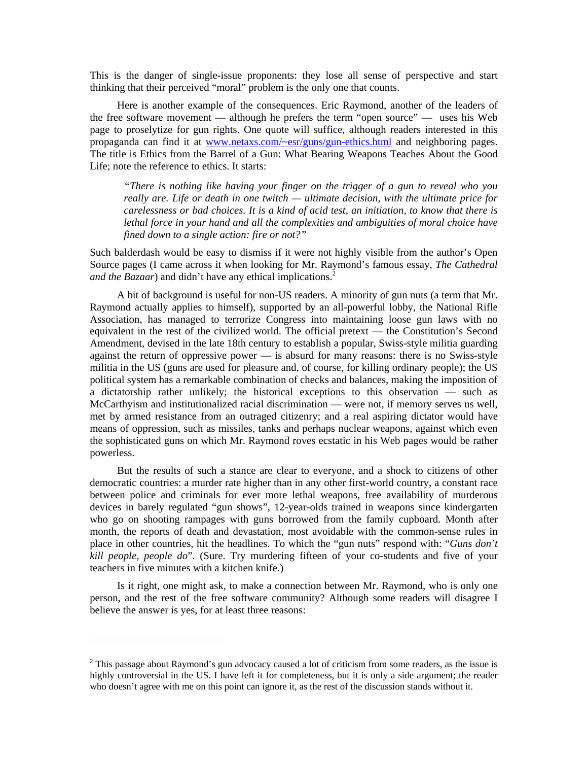This is the danger of single-issue proponents: they lose all sense of perspective and start thinking that their perceived "moral" problem is the only one that counts.

Here is another example of the consequences. Eric Raymond, another of the leaders of the free software movement — although he prefers the term "open source" — uses his Web page to proselytize for gun rights. One quote will suffice, although readers interested in this propaganda can find it at www.netaxs.com/~esr/guns/gun-ethics.html and neighboring pages. The title is Ethics from the Barrel of a Gun: What Bearing Weapons Teaches About the Good Life; note the reference to ethics. It starts:

> *"There is nothing like having your finger on the trigger of a gun to reveal who you really are. Life or death in one twitch — ultimate decision, with the ultimate price for carelessness or bad choices. It is a kind of acid test, an initiation, to know that there is lethal force in your hand and all the complexities and ambiguities of moral choice have fined down to a single action: fire or not?"*

Such balderdash would be easy to dismiss if it were not highly visible from the author's Open Source pages (I came across it when looking for Mr. Raymond's famous essay, *The Cathedral and the Bazaar*) and didn't have any ethical implications.[2]

A bit of background is useful for non-US readers. A minority of gun nuts (a term that Mr. Raymond actually applies to himself), supported by an all-powerful lobby, the National Rifle Association, has managed to terrorize Congress into maintaining loose gun laws with no equivalent in the rest of the civilized world. The official pretext — the Constitution's Second Amendment, devised in the late 18th century to establish a popular, Swiss-style militia guarding against the return of oppressive power — is absurd for many reasons: there is no Swiss-style militia in the US (guns are used for pleasure and, of course, for killing ordinary people); the US political system has a remarkable combination of checks and balances, making the imposition of a dictatorship rather unlikely; the historical exceptions to this observation — such as McCarthyism and institutionalized racial discrimination — were not, if memory serves us well, met by armed resistance from an outraged citizenry; and a real aspiring dictator would have means of oppression, such as missiles, tanks and perhaps nuclear weapons, against which even the sophisticated guns on which Mr. Raymond roves ecstatic in his Web pages would be rather powerless.

But the results of such a stance are clear to everyone, and a shock to citizens of other democratic countries: a murder rate higher than in any other first-world country, a constant race between police and criminals for ever more lethal weapons, free availability of murderous devices in barely regulated "gun shows", 12-year-olds trained in weapons since kindergarten who go on shooting rampages with guns borrowed from the family cupboard. Month after month, the reports of death and devastation, most avoidable with the common-sense rules in place in other countries, hit the headlines. To which the "gun nuts" respond with: "*Guns don't kill people, people do*". (Sure. Try murdering fifteen of your co-students and five of your teachers in five minutes with a kitchen knife.)

Is it right, one might ask, to make a connection between Mr. Raymond, who is only one person, and the rest of the free software community? Although some readers will disagree I believe the answer is yes, for at least three reasons:

---

[2] This passage about Raymond's gun advocacy caused a lot of criticism from some readers, as the issue is highly controversial in the US. I have left it for completeness, but it is only a side argument; the reader who doesn't agree with me on this point can ignore it, as the rest of the discussion stands without it.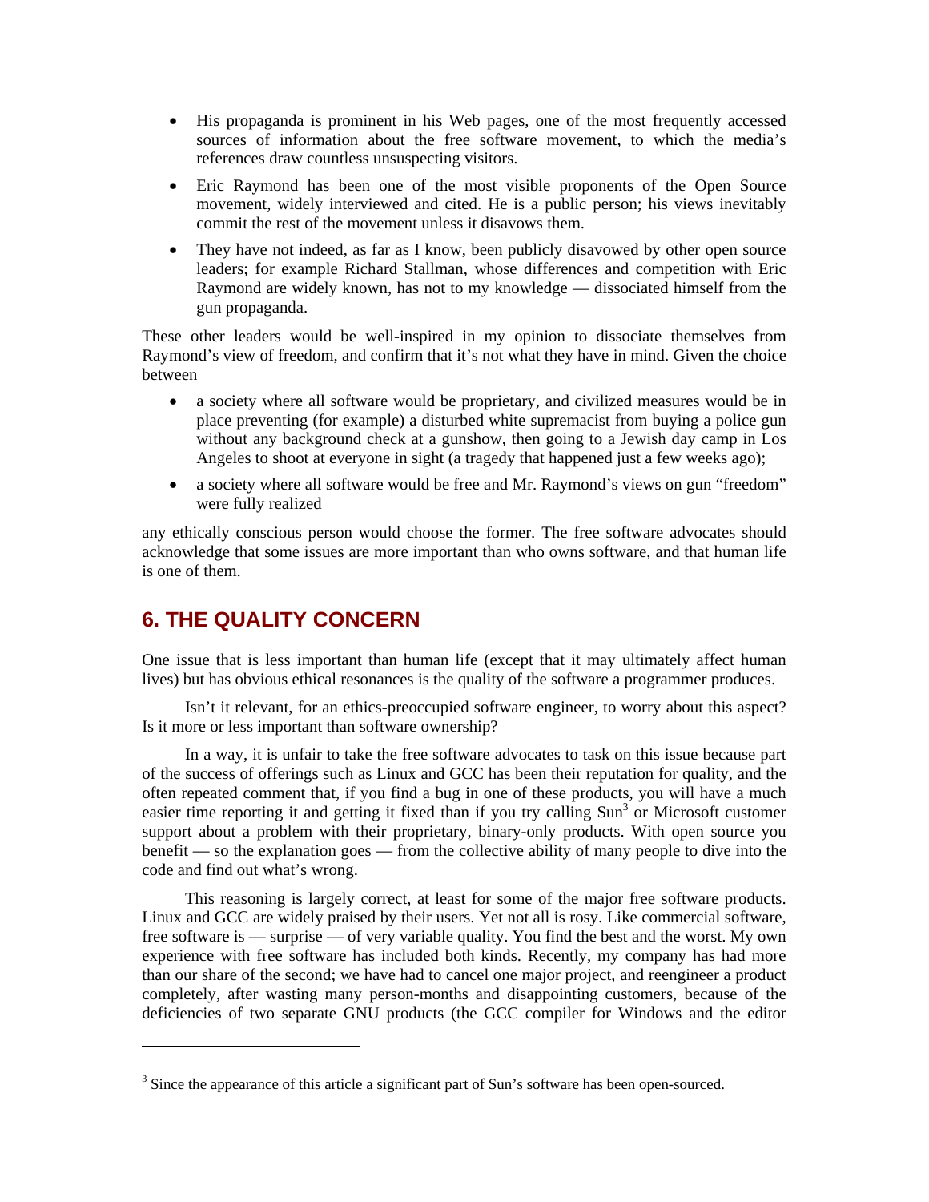- His propaganda is prominent in his Web pages, one of the most frequently accessed sources of information about the free software movement, to which the media's references draw countless unsuspecting visitors.
- Eric Raymond has been one of the most visible proponents of the Open Source movement, widely interviewed and cited. He is a public person; his views inevitably commit the rest of the movement unless it disavows them.
- They have not indeed, as far as I know, been publicly disavowed by other open source leaders; for example Richard Stallman, whose differences and competition with Eric Raymond are widely known, has not to my knowledge — dissociated himself from the gun propaganda.

These other leaders would be well-inspired in my opinion to dissociate themselves from Raymond's view of freedom, and confirm that it's not what they have in mind. Given the choice between

- a society where all software would be proprietary, and civilized measures would be in place preventing (for example) a disturbed white supremacist from buying a police gun without any background check at a gunshow, then going to a Jewish day camp in Los Angeles to shoot at everyone in sight (a tragedy that happened just a few weeks ago);
- a society where all software would be free and Mr. Raymond's views on gun "freedom" were fully realized

any ethically conscious person would choose the former. The free software advocates should acknowledge that some issues are more important than who owns software, and that human life is one of them.

## 6. THE QUALITY CONCERN

One issue that is less important than human life (except that it may ultimately affect human lives) but has obvious ethical resonances is the quality of the software a programmer produces.

Isn't it relevant, for an ethics-preoccupied software engineer, to worry about this aspect? Is it more or less important than software ownership?

In a way, it is unfair to take the free software advocates to task on this issue because part of the success of offerings such as Linux and GCC has been their reputation for quality, and the often repeated comment that, if you find a bug in one of these products, you will have a much easier time reporting it and getting it fixed than if you try calling Sun[3] or Microsoft customer support about a problem with their proprietary, binary-only products. With open source you benefit — so the explanation goes — from the collective ability of many people to dive into the code and find out what's wrong.

This reasoning is largely correct, at least for some of the major free software products. Linux and GCC are widely praised by their users. Yet not all is rosy. Like commercial software, free software is — surprise — of very variable quality. You find the best and the worst. My own experience with free software has included both kinds. Recently, my company has had more than our share of the second; we have had to cancel one major project, and reengineer a product completely, after wasting many person-months and disappointing customers, because of the deficiencies of two separate GNU products (the GCC compiler for Windows and the editor

---

[3] Since the appearance of this article a significant part of Sun's software has been open-sourced.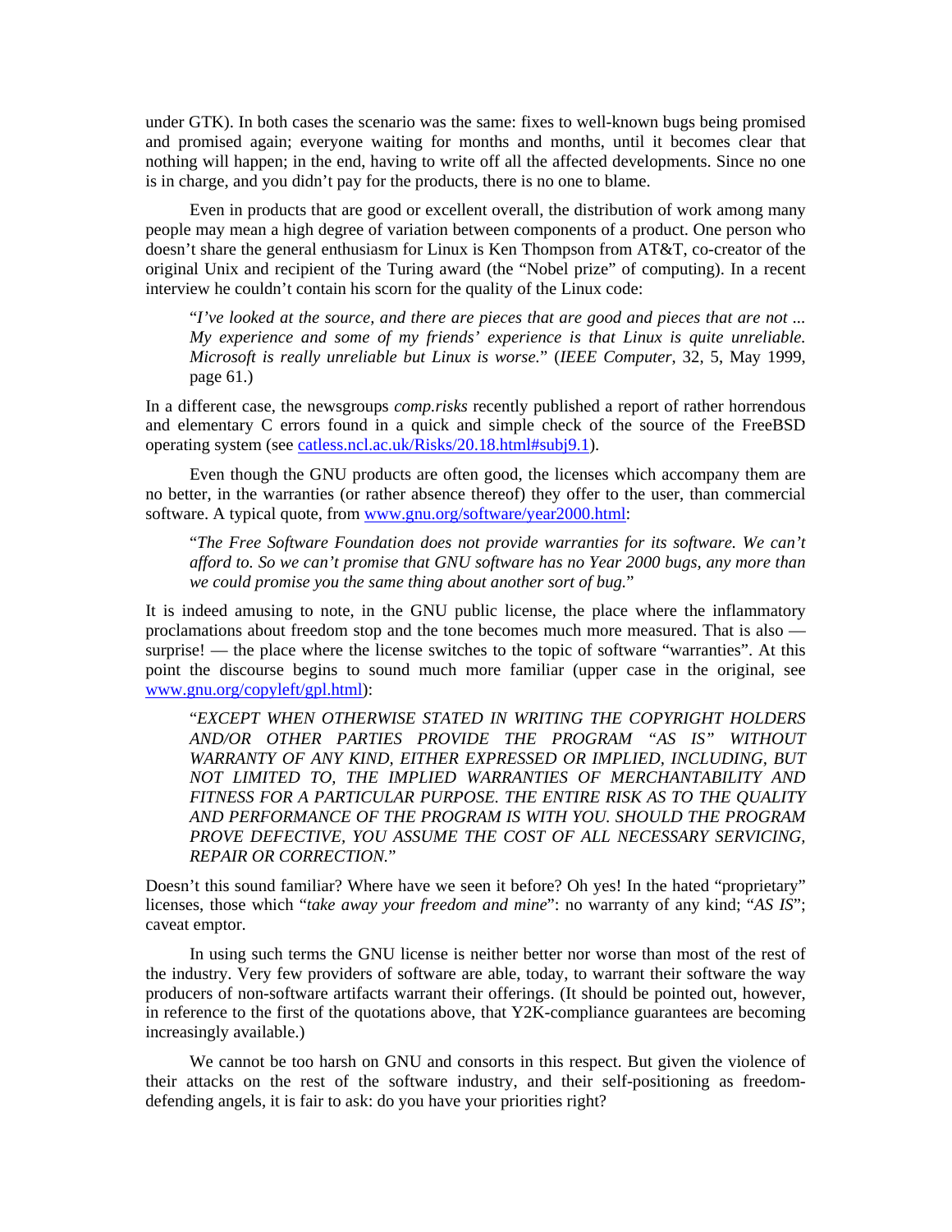under GTK). In both cases the scenario was the same: fixes to well-known bugs being promised and promised again; everyone waiting for months and months, until it becomes clear that nothing will happen; in the end, having to write off all the affected developments. Since no one is in charge, and you didn't pay for the products, there is no one to blame.

Even in products that are good or excellent overall, the distribution of work among many people may mean a high degree of variation between components of a product. One person who doesn't share the general enthusiasm for Linux is Ken Thompson from AT&T, co-creator of the original Unix and recipient of the Turing award (the "Nobel prize" of computing). In a recent interview he couldn't contain his scorn for the quality of the Linux code:

> "*I've looked at the source, and there are pieces that are good and pieces that are not ... My experience and some of my friends' experience is that Linux is quite unreliable. Microsoft is really unreliable but Linux is worse.*" (*IEEE Computer*, 32, 5, May 1999, page 61.)

In a different case, the newsgroups *comp.risks* recently published a report of rather horrendous and elementary C errors found in a quick and simple check of the source of the FreeBSD operating system (see [catless.ncl.ac.uk/Risks/20.18.html#subj9.1](catless.ncl.ac.uk/Risks/20.18.html#subj9.1)).

Even though the GNU products are often good, the licenses which accompany them are no better, in the warranties (or rather absence thereof) they offer to the user, than commercial software. A typical quote, from [www.gnu.org/software/year2000.html](www.gnu.org/software/year2000.html):

> "*The Free Software Foundation does not provide warranties for its software. We can't afford to. So we can't promise that GNU software has no Year 2000 bugs, any more than we could promise you the same thing about another sort of bug.*"

It is indeed amusing to note, in the GNU public license, the place where the inflammatory proclamations about freedom stop and the tone becomes much more measured. That is also — surprise! — the place where the license switches to the topic of software "warranties". At this point the discourse begins to sound much more familiar (upper case in the original, see [www.gnu.org/copyleft/gpl.html](www.gnu.org/copyleft/gpl.html)):

> "*EXCEPT WHEN OTHERWISE STATED IN WRITING THE COPYRIGHT HOLDERS AND/OR OTHER PARTIES PROVIDE THE PROGRAM "AS IS" WITHOUT WARRANTY OF ANY KIND, EITHER EXPRESSED OR IMPLIED, INCLUDING, BUT NOT LIMITED TO, THE IMPLIED WARRANTIES OF MERCHANTABILITY AND FITNESS FOR A PARTICULAR PURPOSE. THE ENTIRE RISK AS TO THE QUALITY AND PERFORMANCE OF THE PROGRAM IS WITH YOU. SHOULD THE PROGRAM PROVE DEFECTIVE, YOU ASSUME THE COST OF ALL NECESSARY SERVICING, REPAIR OR CORRECTION.*"

Doesn't this sound familiar? Where have we seen it before? Oh yes! In the hated "proprietary" licenses, those which "*take away your freedom and mine*": no warranty of any kind; "*AS IS*"; caveat emptor.

In using such terms the GNU license is neither better nor worse than most of the rest of the industry. Very few providers of software are able, today, to warrant their software the way producers of non-software artifacts warrant their offerings. (It should be pointed out, however, in reference to the first of the quotations above, that Y2K-compliance guarantees are becoming increasingly available.)

We cannot be too harsh on GNU and consorts in this respect. But given the violence of their attacks on the rest of the software industry, and their self-positioning as freedom-defending angels, it is fair to ask: do you have your priorities right?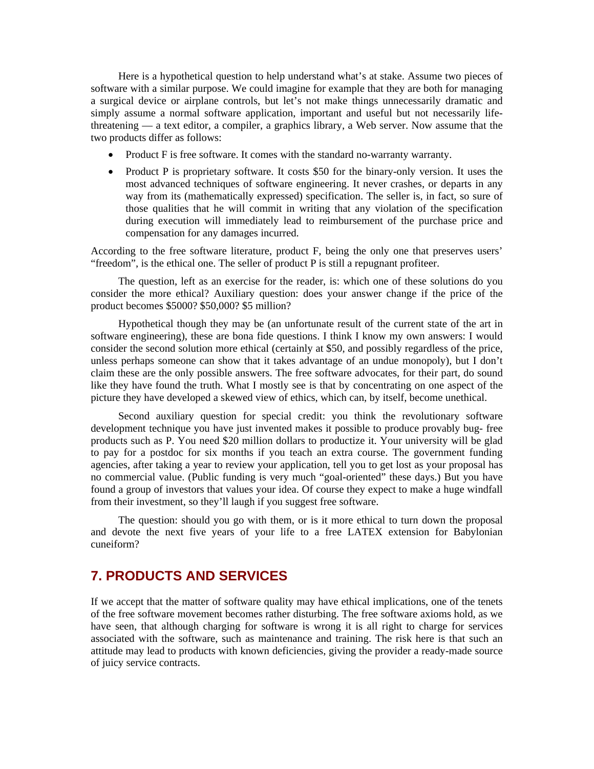Here is a hypothetical question to help understand what's at stake. Assume two pieces of software with a similar purpose. We could imagine for example that they are both for managing a surgical device or airplane controls, but let's not make things unnecessarily dramatic and simply assume a normal software application, important and useful but not necessarily life-threatening — a text editor, a compiler, a graphics library, a Web server. Now assume that the two products differ as follows:

- Product F is free software. It comes with the standard no-warranty warranty.
- Product P is proprietary software. It costs $50 for the binary-only version. It uses the most advanced techniques of software engineering. It never crashes, or departs in any way from its (mathematically expressed) specification. The seller is, in fact, so sure of those qualities that he will commit in writing that any violation of the specification during execution will immediately lead to reimbursement of the purchase price and compensation for any damages incurred.

According to the free software literature, product F, being the only one that preserves users' "freedom", is the ethical one. The seller of product P is still a repugnant profiteer.

The question, left as an exercise for the reader, is: which one of these solutions do you consider the more ethical? Auxiliary question: does your answer change if the price of the product becomes $5000? $50,000? $5 million?

Hypothetical though they may be (an unfortunate result of the current state of the art in software engineering), these are bona fide questions. I think I know my own answers: I would consider the second solution more ethical (certainly at $50, and possibly regardless of the price, unless perhaps someone can show that it takes advantage of an undue monopoly), but I don't claim these are the only possible answers. The free software advocates, for their part, do sound like they have found the truth. What I mostly see is that by concentrating on one aspect of the picture they have developed a skewed view of ethics, which can, by itself, become unethical.

Second auxiliary question for special credit: you think the revolutionary software development technique you have just invented makes it possible to produce provably bug- free products such as P. You need $20 million dollars to productize it. Your university will be glad to pay for a postdoc for six months if you teach an extra course. The government funding agencies, after taking a year to review your application, tell you to get lost as your proposal has no commercial value. (Public funding is very much "goal-oriented" these days.) But you have found a group of investors that values your idea. Of course they expect to make a huge windfall from their investment, so they'll laugh if you suggest free software.

The question: should you go with them, or is it more ethical to turn down the proposal and devote the next five years of your life to a free LATEX extension for Babylonian cuneiform?

## 7. PRODUCTS AND SERVICES

If we accept that the matter of software quality may have ethical implications, one of the tenets of the free software movement becomes rather disturbing. The free software axioms hold, as we have seen, that although charging for software is wrong it is all right to charge for services associated with the software, such as maintenance and training. The risk here is that such an attitude may lead to products with known deficiencies, giving the provider a ready-made source of juicy service contracts.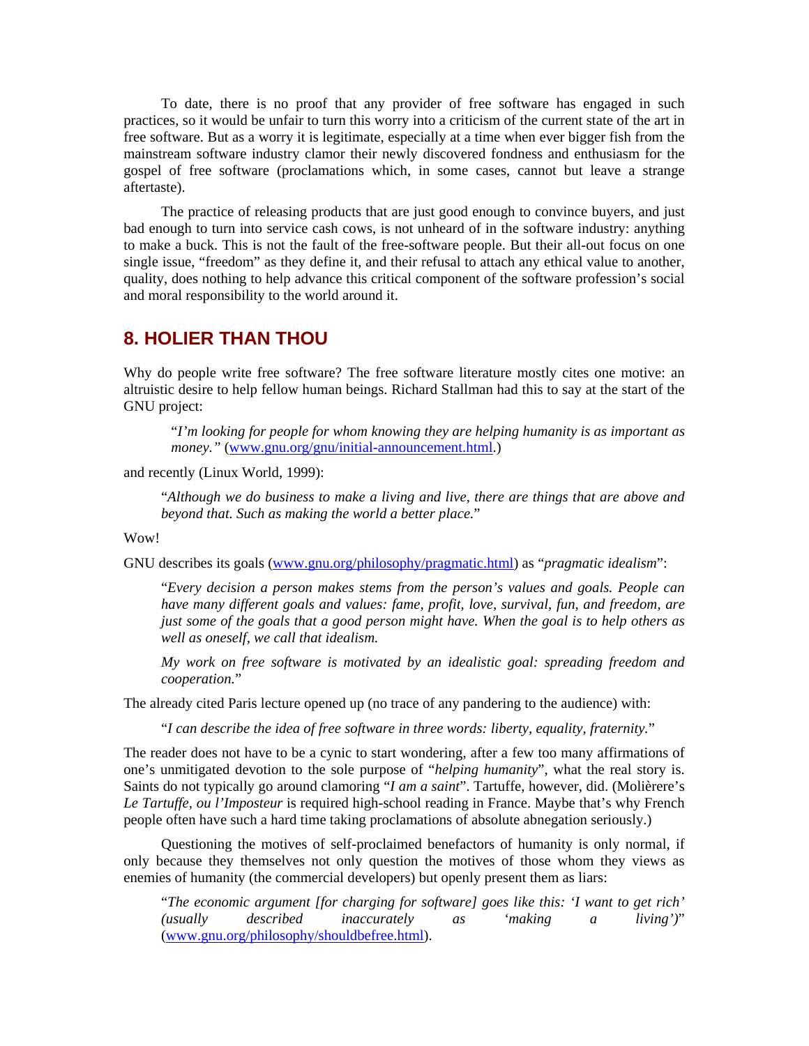To date, there is no proof that any provider of free software has engaged in such practices, so it would be unfair to turn this worry into a criticism of the current state of the art in free software. But as a worry it is legitimate, especially at a time when ever bigger fish from the mainstream software industry clamor their newly discovered fondness and enthusiasm for the gospel of free software (proclamations which, in some cases, cannot but leave a strange aftertaste).

The practice of releasing products that are just good enough to convince buyers, and just bad enough to turn into service cash cows, is not unheard of in the software industry: anything to make a buck. This is not the fault of the free-software people. But their all-out focus on one single issue, "freedom" as they define it, and their refusal to attach any ethical value to another, quality, does nothing to help advance this critical component of the software profession's social and moral responsibility to the world around it.

## 8. HOLIER THAN THOU

Why do people write free software? The free software literature mostly cites one motive: an altruistic desire to help fellow human beings. Richard Stallman had this to say at the start of the GNU project:

> "*I'm looking for people for whom knowing they are helping humanity is as important as money.*" (www.gnu.org/gnu/initial-announcement.html.)

and recently (Linux World, 1999):

> "*Although we do business to make a living and live, there are things that are above and beyond that. Such as making the world a better place.*"

Wow!

GNU describes its goals (www.gnu.org/philosophy/pragmatic.html) as "*pragmatic idealism*":

> "*Every decision a person makes stems from the person's values and goals. People can have many different goals and values: fame, profit, love, survival, fun, and freedom, are just some of the goals that a good person might have. When the goal is to help others as well as oneself, we call that idealism.*
>
> *My work on free software is motivated by an idealistic goal: spreading freedom and cooperation.*"

The already cited Paris lecture opened up (no trace of any pandering to the audience) with:

> "*I can describe the idea of free software in three words: liberty, equality, fraternity.*"

The reader does not have to be a cynic to start wondering, after a few too many affirmations of one's unmitigated devotion to the sole purpose of "*helping humanity*", what the real story is. Saints do not typically go around clamoring "*I am a saint*". Tartuffe, however, did. (Molièrere's *Le Tartuffe, ou l'Imposteur* is required high-school reading in France. Maybe that's why French people often have such a hard time taking proclamations of absolute abnegation seriously.)

Questioning the motives of self-proclaimed benefactors of humanity is only normal, if only because they themselves not only question the motives of those whom they views as enemies of humanity (the commercial developers) but openly present them as liars:

> "*The economic argument [for charging for software] goes like this: 'I want to get rich' (usually described inaccurately as 'making a living')*" (www.gnu.org/philosophy/shouldbefree.html).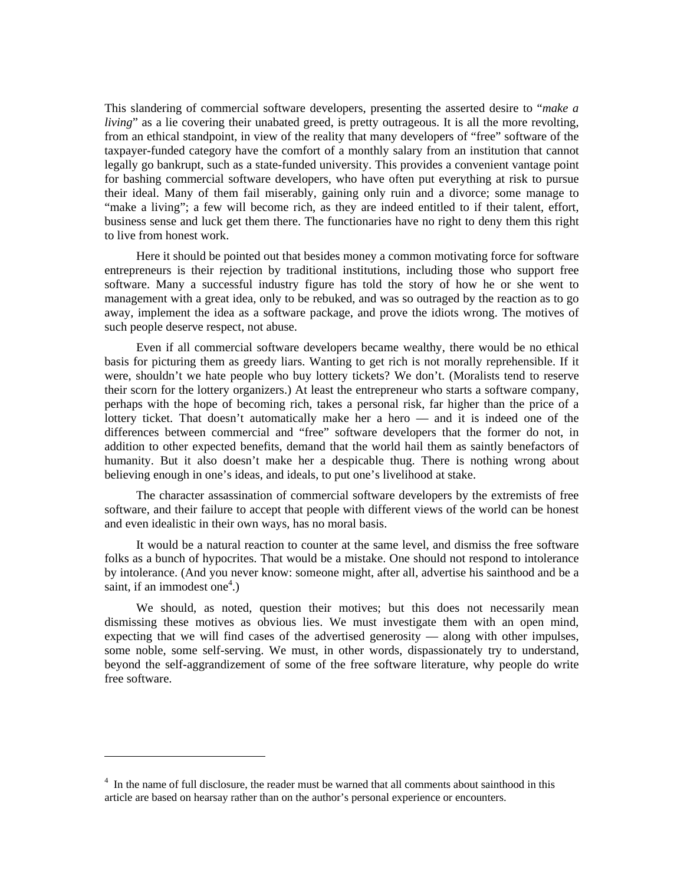This slandering of commercial software developers, presenting the asserted desire to "*make a living*" as a lie covering their unabated greed, is pretty outrageous. It is all the more revolting, from an ethical standpoint, in view of the reality that many developers of "free" software of the taxpayer-funded category have the comfort of a monthly salary from an institution that cannot legally go bankrupt, such as a state-funded university. This provides a convenient vantage point for bashing commercial software developers, who have often put everything at risk to pursue their ideal. Many of them fail miserably, gaining only ruin and a divorce; some manage to "make a living"; a few will become rich, as they are indeed entitled to if their talent, effort, business sense and luck get them there. The functionaries have no right to deny them this right to live from honest work.

Here it should be pointed out that besides money a common motivating force for software entrepreneurs is their rejection by traditional institutions, including those who support free software. Many a successful industry figure has told the story of how he or she went to management with a great idea, only to be rebuked, and was so outraged by the reaction as to go away, implement the idea as a software package, and prove the idiots wrong. The motives of such people deserve respect, not abuse.

Even if all commercial software developers became wealthy, there would be no ethical basis for picturing them as greedy liars. Wanting to get rich is not morally reprehensible. If it were, shouldn't we hate people who buy lottery tickets? We don't. (Moralists tend to reserve their scorn for the lottery organizers.) At least the entrepreneur who starts a software company, perhaps with the hope of becoming rich, takes a personal risk, far higher than the price of a lottery ticket. That doesn't automatically make her a hero — and it is indeed one of the differences between commercial and "free" software developers that the former do not, in addition to other expected benefits, demand that the world hail them as saintly benefactors of humanity. But it also doesn't make her a despicable thug. There is nothing wrong about believing enough in one's ideas, and ideals, to put one's livelihood at stake.

The character assassination of commercial software developers by the extremists of free software, and their failure to accept that people with different views of the world can be honest and even idealistic in their own ways, has no moral basis.

It would be a natural reaction to counter at the same level, and dismiss the free software folks as a bunch of hypocrites. That would be a mistake. One should not respond to intolerance by intolerance. (And you never know: someone might, after all, advertise his sainthood and be a saint, if an immodest one[4].)

We should, as noted, question their motives; but this does not necessarily mean dismissing these motives as obvious lies. We must investigate them with an open mind, expecting that we will find cases of the advertised generosity — along with other impulses, some noble, some self-serving. We must, in other words, dispassionately try to understand, beyond the self-aggrandizement of some of the free software literature, why people do write free software.

---

[4] In the name of full disclosure, the reader must be warned that all comments about sainthood in this article are based on hearsay rather than on the author's personal experience or encounters.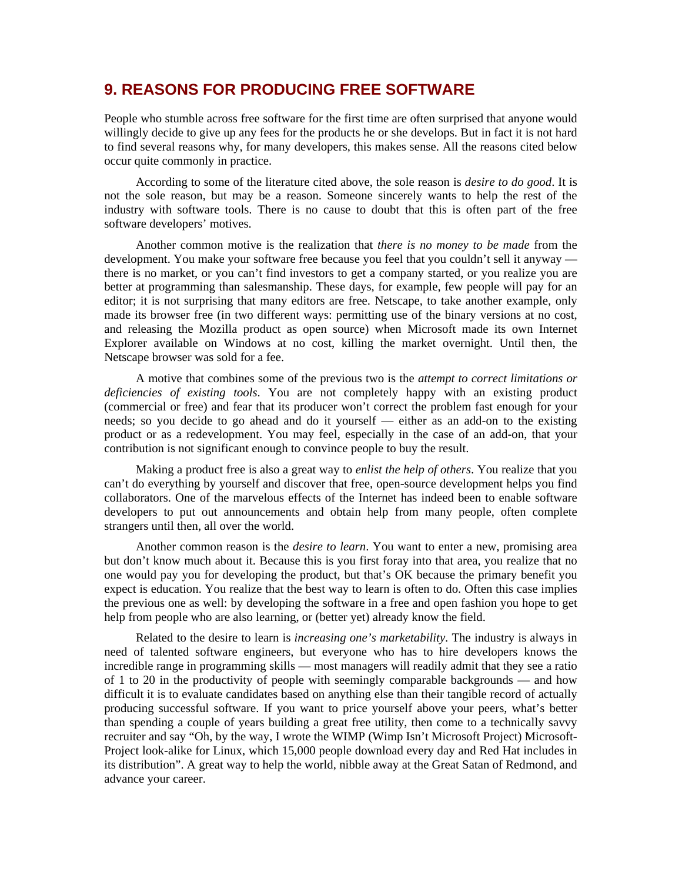## 9. REASONS FOR PRODUCING FREE SOFTWARE

People who stumble across free software for the first time are often surprised that anyone would willingly decide to give up any fees for the products he or she develops. But in fact it is not hard to find several reasons why, for many developers, this makes sense. All the reasons cited below occur quite commonly in practice.

According to some of the literature cited above, the sole reason is *desire to do good*. It is not the sole reason, but may be a reason. Someone sincerely wants to help the rest of the industry with software tools. There is no cause to doubt that this is often part of the free software developers' motives.

Another common motive is the realization that *there is no money to be made* from the development. You make your software free because you feel that you couldn't sell it anyway — there is no market, or you can't find investors to get a company started, or you realize you are better at programming than salesmanship. These days, for example, few people will pay for an editor; it is not surprising that many editors are free. Netscape, to take another example, only made its browser free (in two different ways: permitting use of the binary versions at no cost, and releasing the Mozilla product as open source) when Microsoft made its own Internet Explorer available on Windows at no cost, killing the market overnight. Until then, the Netscape browser was sold for a fee.

A motive that combines some of the previous two is the *attempt to correct limitations or deficiencies of existing tools*. You are not completely happy with an existing product (commercial or free) and fear that its producer won't correct the problem fast enough for your needs; so you decide to go ahead and do it yourself — either as an add-on to the existing product or as a redevelopment. You may feel, especially in the case of an add-on, that your contribution is not significant enough to convince people to buy the result.

Making a product free is also a great way to *enlist the help of others*. You realize that you can't do everything by yourself and discover that free, open-source development helps you find collaborators. One of the marvelous effects of the Internet has indeed been to enable software developers to put out announcements and obtain help from many people, often complete strangers until then, all over the world.

Another common reason is the *desire to learn*. You want to enter a new, promising area but don't know much about it. Because this is you first foray into that area, you realize that no one would pay you for developing the product, but that's OK because the primary benefit you expect is education. You realize that the best way to learn is often to do. Often this case implies the previous one as well: by developing the software in a free and open fashion you hope to get help from people who are also learning, or (better yet) already know the field.

Related to the desire to learn is *increasing one's marketability*. The industry is always in need of talented software engineers, but everyone who has to hire developers knows the incredible range in programming skills — most managers will readily admit that they see a ratio of 1 to 20 in the productivity of people with seemingly comparable backgrounds — and how difficult it is to evaluate candidates based on anything else than their tangible record of actually producing successful software. If you want to price yourself above your peers, what's better than spending a couple of years building a great free utility, then come to a technically savvy recruiter and say "Oh, by the way, I wrote the WIMP (Wimp Isn't Microsoft Project) Microsoft-Project look-alike for Linux, which 15,000 people download every day and Red Hat includes in its distribution". A great way to help the world, nibble away at the Great Satan of Redmond, and advance your career.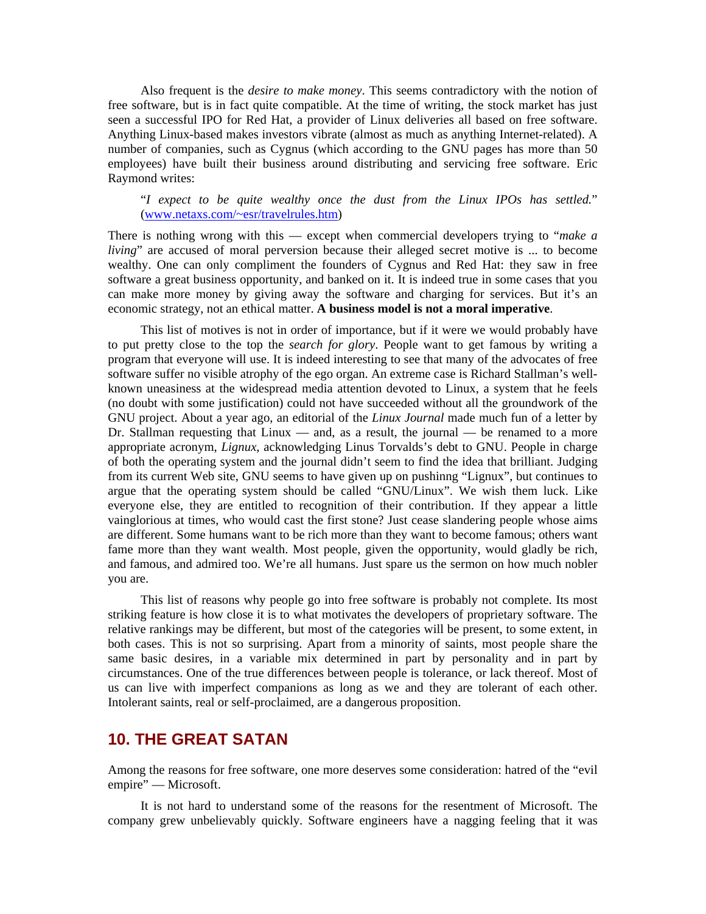Also frequent is the *desire to make money*. This seems contradictory with the notion of free software, but is in fact quite compatible. At the time of writing, the stock market has just seen a successful IPO for Red Hat, a provider of Linux deliveries all based on free software. Anything Linux-based makes investors vibrate (almost as much as anything Internet-related). A number of companies, such as Cygnus (which according to the GNU pages has more than 50 employees) have built their business around distributing and servicing free software. Eric Raymond writes:

> "*I expect to be quite wealthy once the dust from the Linux IPOs has settled.*" ([www.netaxs.com/~esr/travelrules.htm](www.netaxs.com/~esr/travelrules.htm))

There is nothing wrong with this — except when commercial developers trying to "*make a living*" are accused of moral perversion because their alleged secret motive is ... to become wealthy. One can only compliment the founders of Cygnus and Red Hat: they saw in free software a great business opportunity, and banked on it. It is indeed true in some cases that you can make more money by giving away the software and charging for services. But it's an economic strategy, not an ethical matter. **A business model is not a moral imperative**.

This list of motives is not in order of importance, but if it were we would probably have to put pretty close to the top the *search for glory*. People want to get famous by writing a program that everyone will use. It is indeed interesting to see that many of the advocates of free software suffer no visible atrophy of the ego organ. An extreme case is Richard Stallman's well-known uneasiness at the widespread media attention devoted to Linux, a system that he feels (no doubt with some justification) could not have succeeded without all the groundwork of the GNU project. About a year ago, an editorial of the *Linux Journal* made much fun of a letter by Dr. Stallman requesting that Linux — and, as a result, the journal — be renamed to a more appropriate acronym, *Lignux*, acknowledging Linus Torvalds's debt to GNU. People in charge of both the operating system and the journal didn't seem to find the idea that brilliant. Judging from its current Web site, GNU seems to have given up on pushinng "Lignux", but continues to argue that the operating system should be called "GNU/Linux". We wish them luck. Like everyone else, they are entitled to recognition of their contribution. If they appear a little vainglorious at times, who would cast the first stone? Just cease slandering people whose aims are different. Some humans want to be rich more than they want to become famous; others want fame more than they want wealth. Most people, given the opportunity, would gladly be rich, and famous, and admired too. We're all humans. Just spare us the sermon on how much nobler you are.

This list of reasons why people go into free software is probably not complete. Its most striking feature is how close it is to what motivates the developers of proprietary software. The relative rankings may be different, but most of the categories will be present, to some extent, in both cases. This is not so surprising. Apart from a minority of saints, most people share the same basic desires, in a variable mix determined in part by personality and in part by circumstances. One of the true differences between people is tolerance, or lack thereof. Most of us can live with imperfect companions as long as we and they are tolerant of each other. Intolerant saints, real or self-proclaimed, are a dangerous proposition.

## 10. THE GREAT SATAN

Among the reasons for free software, one more deserves some consideration: hatred of the "evil empire" — Microsoft.

It is not hard to understand some of the reasons for the resentment of Microsoft. The company grew unbelievably quickly. Software engineers have a nagging feeling that it was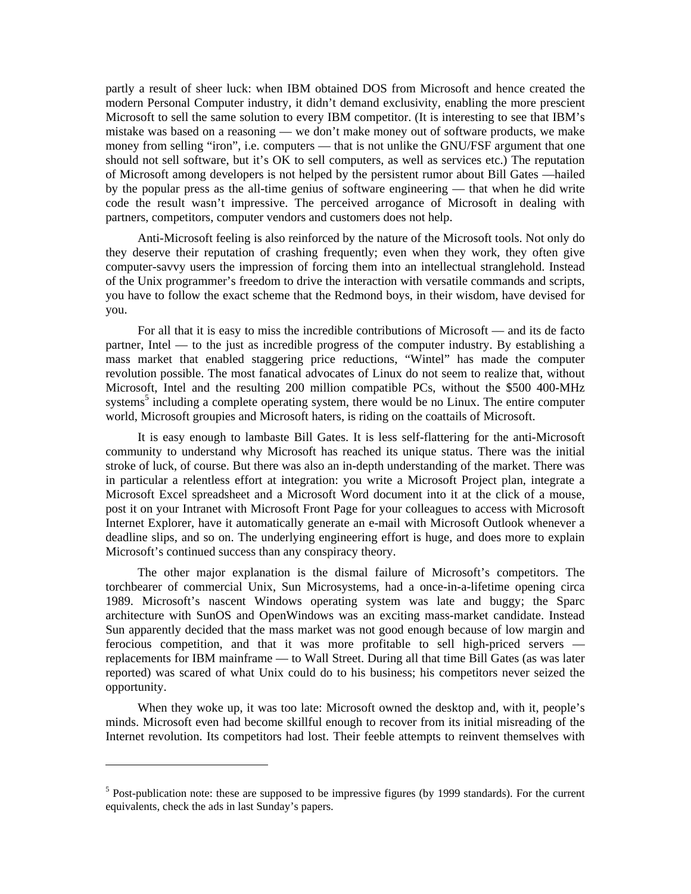partly a result of sheer luck: when IBM obtained DOS from Microsoft and hence created the modern Personal Computer industry, it didn't demand exclusivity, enabling the more prescient Microsoft to sell the same solution to every IBM competitor. (It is interesting to see that IBM's mistake was based on a reasoning — we don't make money out of software products, we make money from selling "iron", i.e. computers — that is not unlike the GNU/FSF argument that one should not sell software, but it's OK to sell computers, as well as services etc.) The reputation of Microsoft among developers is not helped by the persistent rumor about Bill Gates —hailed by the popular press as the all-time genius of software engineering — that when he did write code the result wasn't impressive. The perceived arrogance of Microsoft in dealing with partners, competitors, computer vendors and customers does not help.

Anti-Microsoft feeling is also reinforced by the nature of the Microsoft tools. Not only do they deserve their reputation of crashing frequently; even when they work, they often give computer-savvy users the impression of forcing them into an intellectual stranglehold. Instead of the Unix programmer's freedom to drive the interaction with versatile commands and scripts, you have to follow the exact scheme that the Redmond boys, in their wisdom, have devised for you.

For all that it is easy to miss the incredible contributions of Microsoft — and its de facto partner, Intel — to the just as incredible progress of the computer industry. By establishing a mass market that enabled staggering price reductions, "Wintel" has made the computer revolution possible. The most fanatical advocates of Linux do not seem to realize that, without Microsoft, Intel and the resulting 200 million compatible PCs, without the $500 400-MHz systems[5] including a complete operating system, there would be no Linux. The entire computer world, Microsoft groupies and Microsoft haters, is riding on the coattails of Microsoft.

It is easy enough to lambaste Bill Gates. It is less self-flattering for the anti-Microsoft community to understand why Microsoft has reached its unique status. There was the initial stroke of luck, of course. But there was also an in-depth understanding of the market. There was in particular a relentless effort at integration: you write a Microsoft Project plan, integrate a Microsoft Excel spreadsheet and a Microsoft Word document into it at the click of a mouse, post it on your Intranet with Microsoft Front Page for your colleagues to access with Microsoft Internet Explorer, have it automatically generate an e-mail with Microsoft Outlook whenever a deadline slips, and so on. The underlying engineering effort is huge, and does more to explain Microsoft's continued success than any conspiracy theory.

The other major explanation is the dismal failure of Microsoft's competitors. The torchbearer of commercial Unix, Sun Microsystems, had a once-in-a-lifetime opening circa 1989. Microsoft's nascent Windows operating system was late and buggy; the Sparc architecture with SunOS and OpenWindows was an exciting mass-market candidate. Instead Sun apparently decided that the mass market was not good enough because of low margin and ferocious competition, and that it was more profitable to sell high-priced servers — replacements for IBM mainframe — to Wall Street. During all that time Bill Gates (as was later reported) was scared of what Unix could do to his business; his competitors never seized the opportunity.

When they woke up, it was too late: Microsoft owned the desktop and, with it, people's minds. Microsoft even had become skillful enough to recover from its initial misreading of the Internet revolution. Its competitors had lost. Their feeble attempts to reinvent themselves with

---

[5] Post-publication note: these are supposed to be impressive figures (by 1999 standards). For the current equivalents, check the ads in last Sunday's papers.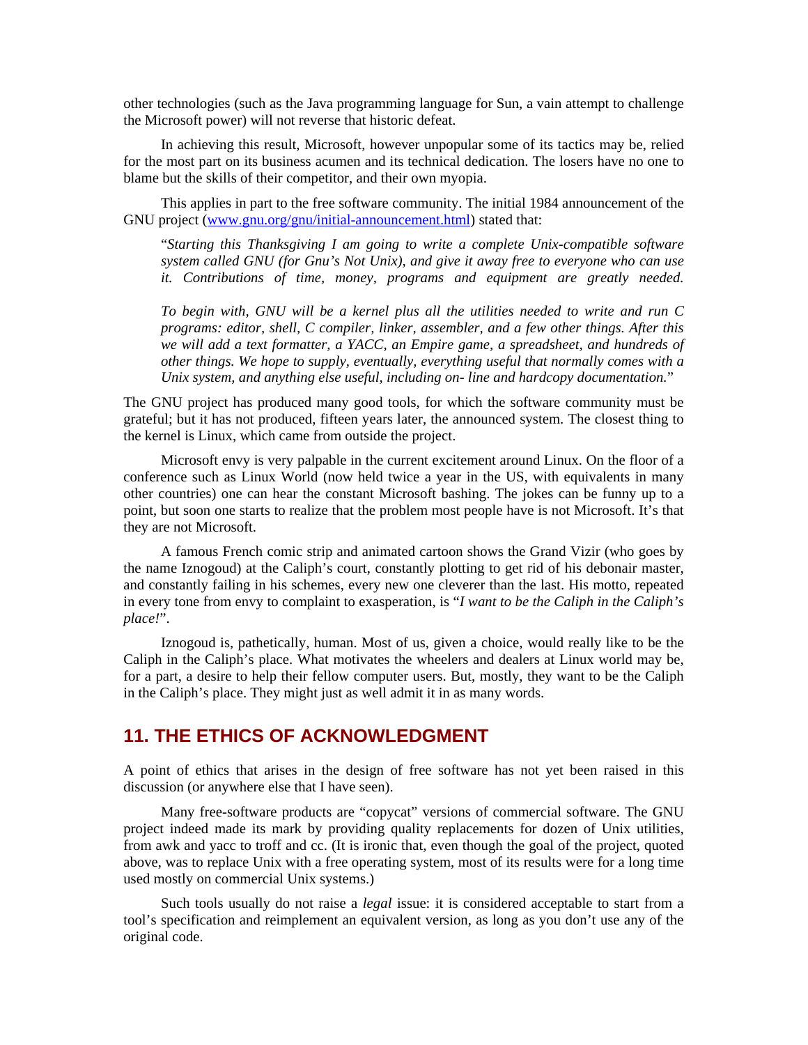other technologies (such as the Java programming language for Sun, a vain attempt to challenge the Microsoft power) will not reverse that historic defeat.

In achieving this result, Microsoft, however unpopular some of its tactics may be, relied for the most part on its business acumen and its technical dedication. The losers have no one to blame but the skills of their competitor, and their own myopia.

This applies in part to the free software community. The initial 1984 announcement of the GNU project ([www.gnu.org/gnu/initial-announcement.html](www.gnu.org/gnu/initial-announcement.html)) stated that:

> "*Starting this Thanksgiving I am going to write a complete Unix-compatible software system called GNU (for Gnu's Not Unix), and give it away free to everyone who can use it. Contributions of time, money, programs and equipment are greatly needed.*
>
> *To begin with, GNU will be a kernel plus all the utilities needed to write and run C programs: editor, shell, C compiler, linker, assembler, and a few other things. After this we will add a text formatter, a YACC, an Empire game, a spreadsheet, and hundreds of other things. We hope to supply, eventually, everything useful that normally comes with a Unix system, and anything else useful, including on- line and hardcopy documentation.*"

The GNU project has produced many good tools, for which the software community must be grateful; but it has not produced, fifteen years later, the announced system. The closest thing to the kernel is Linux, which came from outside the project.

Microsoft envy is very palpable in the current excitement around Linux. On the floor of a conference such as Linux World (now held twice a year in the US, with equivalents in many other countries) one can hear the constant Microsoft bashing. The jokes can be funny up to a point, but soon one starts to realize that the problem most people have is not Microsoft. It's that they are not Microsoft.

A famous French comic strip and animated cartoon shows the Grand Vizir (who goes by the name Iznogoud) at the Caliph's court, constantly plotting to get rid of his debonair master, and constantly failing in his schemes, every new one cleverer than the last. His motto, repeated in every tone from envy to complaint to exasperation, is "*I want to be the Caliph in the Caliph's place!*".

Iznogoud is, pathetically, human. Most of us, given a choice, would really like to be the Caliph in the Caliph's place. What motivates the wheelers and dealers at Linux world may be, for a part, a desire to help their fellow computer users. But, mostly, they want to be the Caliph in the Caliph's place. They might just as well admit it in as many words.

## 11. THE ETHICS OF ACKNOWLEDGMENT

A point of ethics that arises in the design of free software has not yet been raised in this discussion (or anywhere else that I have seen).

Many free-software products are "copycat" versions of commercial software. The GNU project indeed made its mark by providing quality replacements for dozen of Unix utilities, from awk and yacc to troff and cc. (It is ironic that, even though the goal of the project, quoted above, was to replace Unix with a free operating system, most of its results were for a long time used mostly on commercial Unix systems.)

Such tools usually do not raise a *legal* issue: it is considered acceptable to start from a tool's specification and reimplement an equivalent version, as long as you don't use any of the original code.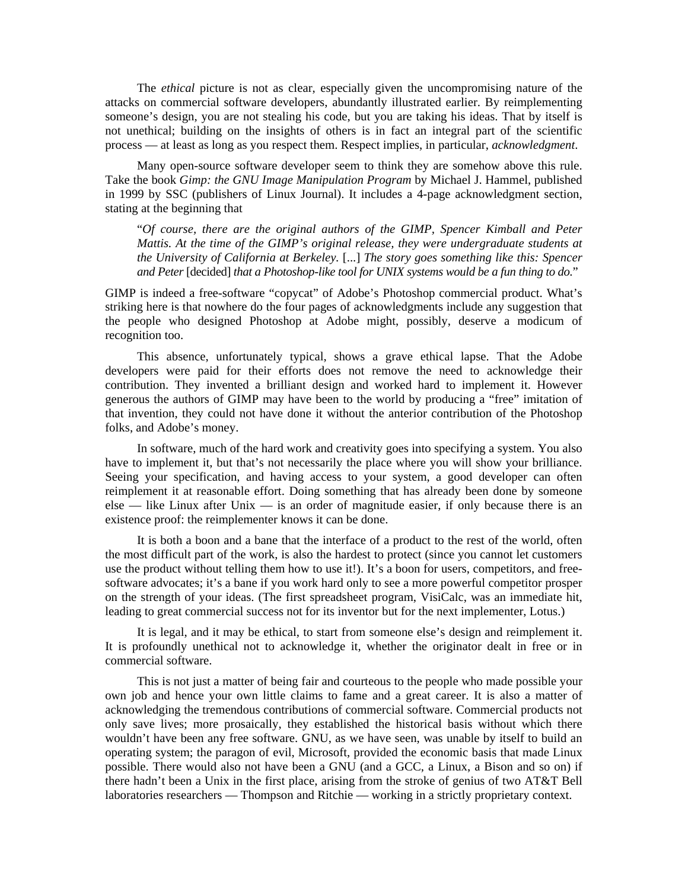The *ethical* picture is not as clear, especially given the uncompromising nature of the attacks on commercial software developers, abundantly illustrated earlier. By reimplementing someone's design, you are not stealing his code, but you are taking his ideas. That by itself is not unethical; building on the insights of others is in fact an integral part of the scientific process — at least as long as you respect them. Respect implies, in particular, *acknowledgment*.

Many open-source software developer seem to think they are somehow above this rule. Take the book *Gimp: the GNU Image Manipulation Program* by Michael J. Hammel, published in 1999 by SSC (publishers of Linux Journal). It includes a 4-page acknowledgment section, stating at the beginning that

> "*Of course, there are the original authors of the GIMP, Spencer Kimball and Peter Mattis. At the time of the GIMP's original release, they were undergraduate students at the University of California at Berkeley.* [...] *The story goes something like this: Spencer and Peter* [decided] *that a Photoshop-like tool for UNIX systems would be a fun thing to do.*"

GIMP is indeed a free-software "copycat" of Adobe's Photoshop commercial product. What's striking here is that nowhere do the four pages of acknowledgments include any suggestion that the people who designed Photoshop at Adobe might, possibly, deserve a modicum of recognition too.

This absence, unfortunately typical, shows a grave ethical lapse. That the Adobe developers were paid for their efforts does not remove the need to acknowledge their contribution. They invented a brilliant design and worked hard to implement it. However generous the authors of GIMP may have been to the world by producing a "free" imitation of that invention, they could not have done it without the anterior contribution of the Photoshop folks, and Adobe's money.

In software, much of the hard work and creativity goes into specifying a system. You also have to implement it, but that's not necessarily the place where you will show your brilliance. Seeing your specification, and having access to your system, a good developer can often reimplement it at reasonable effort. Doing something that has already been done by someone else — like Linux after Unix — is an order of magnitude easier, if only because there is an existence proof: the reimplementer knows it can be done.

It is both a boon and a bane that the interface of a product to the rest of the world, often the most difficult part of the work, is also the hardest to protect (since you cannot let customers use the product without telling them how to use it!). It's a boon for users, competitors, and free-software advocates; it's a bane if you work hard only to see a more powerful competitor prosper on the strength of your ideas. (The first spreadsheet program, VisiCalc, was an immediate hit, leading to great commercial success not for its inventor but for the next implementer, Lotus.)

It is legal, and it may be ethical, to start from someone else's design and reimplement it. It is profoundly unethical not to acknowledge it, whether the originator dealt in free or in commercial software.

This is not just a matter of being fair and courteous to the people who made possible your own job and hence your own little claims to fame and a great career. It is also a matter of acknowledging the tremendous contributions of commercial software. Commercial products not only save lives; more prosaically, they established the historical basis without which there wouldn't have been any free software. GNU, as we have seen, was unable by itself to build an operating system; the paragon of evil, Microsoft, provided the economic basis that made Linux possible. There would also not have been a GNU (and a GCC, a Linux, a Bison and so on) if there hadn't been a Unix in the first place, arising from the stroke of genius of two AT&T Bell laboratories researchers — Thompson and Ritchie — working in a strictly proprietary context.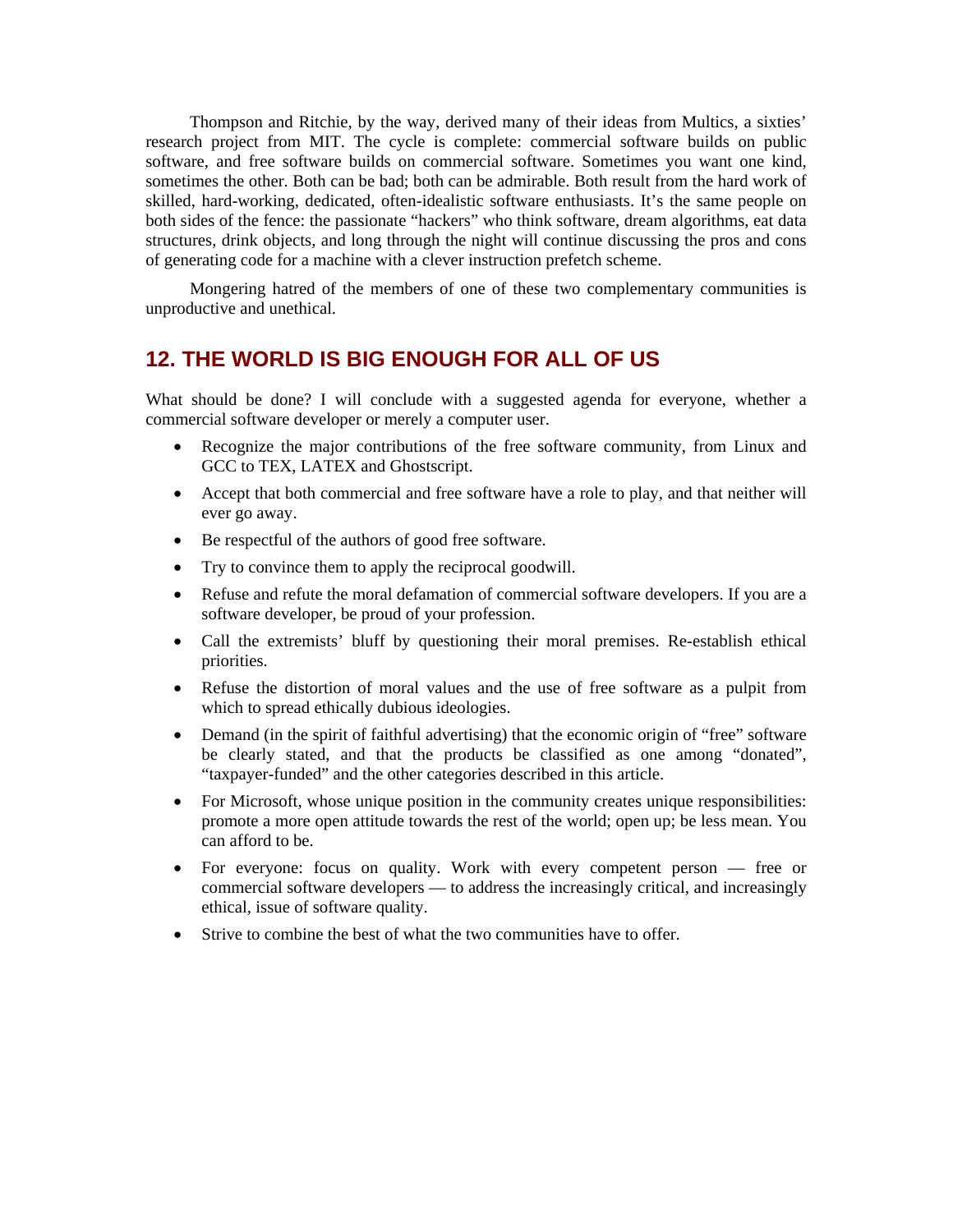Thompson and Ritchie, by the way, derived many of their ideas from Multics, a sixties' research project from MIT. The cycle is complete: commercial software builds on public software, and free software builds on commercial software. Sometimes you want one kind, sometimes the other. Both can be bad; both can be admirable. Both result from the hard work of skilled, hard-working, dedicated, often-idealistic software enthusiasts. It's the same people on both sides of the fence: the passionate "hackers" who think software, dream algorithms, eat data structures, drink objects, and long through the night will continue discussing the pros and cons of generating code for a machine with a clever instruction prefetch scheme.

Mongering hatred of the members of one of these two complementary communities is unproductive and unethical.

## 12. THE WORLD IS BIG ENOUGH FOR ALL OF US

What should be done? I will conclude with a suggested agenda for everyone, whether a commercial software developer or merely a computer user.

- Recognize the major contributions of the free software community, from Linux and GCC to TEX, LATEX and Ghostscript.
- Accept that both commercial and free software have a role to play, and that neither will ever go away.
- Be respectful of the authors of good free software.
- Try to convince them to apply the reciprocal goodwill.
- Refuse and refute the moral defamation of commercial software developers. If you are a software developer, be proud of your profession.
- Call the extremists' bluff by questioning their moral premises. Re-establish ethical priorities.
- Refuse the distortion of moral values and the use of free software as a pulpit from which to spread ethically dubious ideologies.
- Demand (in the spirit of faithful advertising) that the economic origin of "free" software be clearly stated, and that the products be classified as one among "donated", "taxpayer-funded" and the other categories described in this article.
- For Microsoft, whose unique position in the community creates unique responsibilities: promote a more open attitude towards the rest of the world; open up; be less mean. You can afford to be.
- For everyone: focus on quality. Work with every competent person — free or commercial software developers — to address the increasingly critical, and increasingly ethical, issue of software quality.
- Strive to combine the best of what the two communities have to offer.